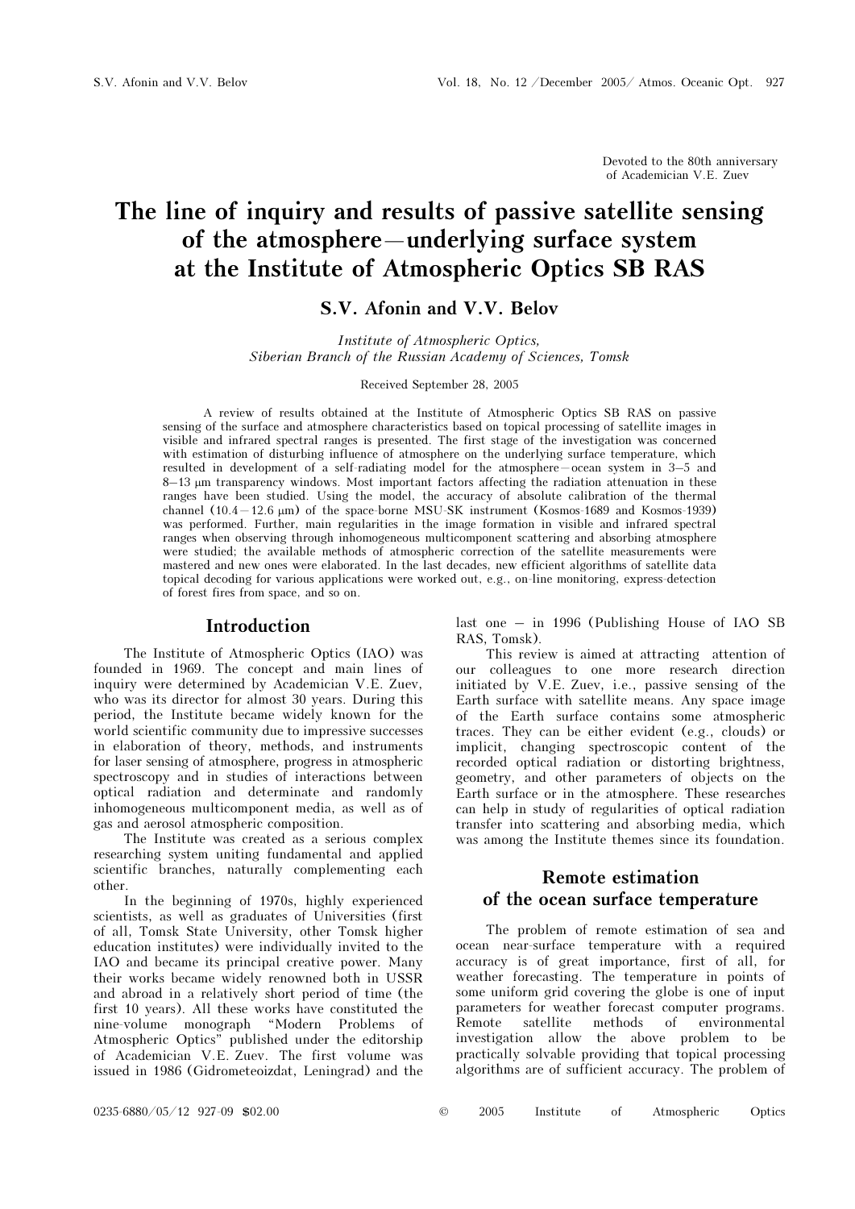Devoted to the 80th anniversary of Academician V.E. Zuev

# The line of inquiry and results of passive satellite sensing of the atmosphere—underlying surface system at the Institute of Atmospheric Optics SB RAS

**S.V. Afonin and V.V. Belov**

*Institute of Atmospheric Optics, Siberian Branch of the Russian Academy of Sciences, Tomsk*

Received September 28, 2005

A review of results obtained at the Institute of Atmospheric Optics SB RAS on passive sensing of the surface and atmosphere characteristics based on topical processing of satellite images in visible and infrared spectral ranges is presented. The first stage of the investigation was concerned with estimation of disturbing influence of atmosphere on the underlying surface temperature, which resulted in development of a self-radiating model for the atmosphere—ocean system in 3–5 and 8–13 μm transparency windows. Most important factors affecting the radiation attenuation in these ranges have been studied. Using the model, the accuracy of absolute calibration of the thermal channel (10.4–12.6 μm) of the space-borne MSU-SK instrument (Kosmos-1689 and Kosmos-1939) was performed. Further, main regularities in the image formation in visible and infrared spectral ranges when observing through inhomogeneous multicomponent scattering and absorbing atmosphere were studied; the available methods of atmospheric correction of the satellite measurements were mastered and new ones were elaborated. In the last decades, new efficient algorithms of satellite data topical decoding for various applications were worked out, e.g., on-line monitoring, express-detection of forest fires from space, and so on.

## Introduction

The Institute of Atmospheric Optics (IAO) was founded in 1969. The concept and main lines of inquiry were determined by Academician V.E. Zuev, who was its director for almost 30 years. During this period, the Institute became widely known for the world scientific community due to impressive successes in elaboration of theory, methods, and instruments for laser sensing of atmosphere, progress in atmospheric spectroscopy and in studies of interactions between optical radiation and determinate and randomly inhomogeneous multicomponent media, as well as of gas and aerosol atmospheric composition.

The Institute was created as a serious complex researching system uniting fundamental and applied scientific branches, naturally complementing each other.

In the beginning of 1970s, highly experienced scientists, as well as graduates of Universities (first of all, Tomsk State University, other Tomsk higher education institutes) were individually invited to the IAO and became its principal creative power. Many their works became widely renowned both in USSR and abroad in a relatively short period of time (the first 10 years). All these works have constituted the nine-volume monograph "Modern Problems of Atmospheric Optics" published under the editorship of Academician V.E. Zuev. The first volume was issued in 1986 (Gidrometeoizdat, Leningrad) and the last one – in 1996 (Publishing House of IAO SB RAS, Tomsk).

This review is aimed at attracting attention of our colleagues to one more research direction initiated by V.E. Zuev, i.e., passive sensing of the Earth surface with satellite means. Any space image of the Earth surface contains some atmospheric traces. They can be either evident (e.g., clouds) or implicit, changing spectroscopic content of the recorded optical radiation or distorting brightness, geometry, and other parameters of objects on the Earth surface or in the atmosphere. These researches can help in study of regularities of optical radiation transfer into scattering and absorbing media, which was among the Institute themes since its foundation.

## Remote estimation of the ocean surface temperature

The problem of remote estimation of sea and ocean near-surface temperature with a required accuracy is of great importance, first of all, for weather forecasting. The temperature in points of some uniform grid covering the globe is one of input parameters for weather forecast computer programs. Remote satellite methods of environmental investigation allow the above problem to be practically solvable providing that topical processing algorithms are of sufficient accuracy. The problem of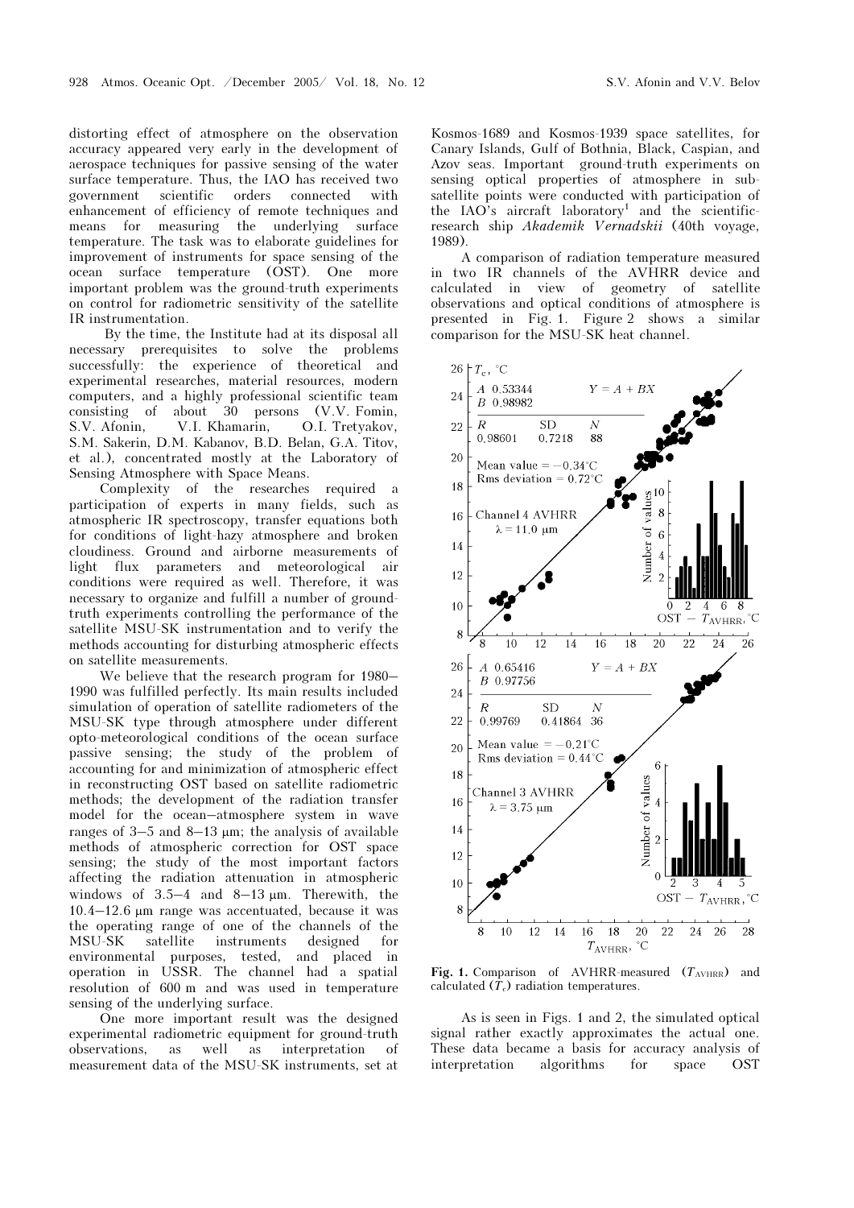distorting effect of atmosphere on the observation accuracy appeared very early in the development of aerospace techniques for passive sensing of the water surface temperature. Thus, the IAO has received two government scientific orders connected with enhancement of efficiency of remote techniques and means for measuring the underlying surface temperature. The task was to elaborate guidelines for improvement of instruments for space sensing of the ocean surface temperature (OST). One more important problem was the ground-truth experiments on control for radiometric sensitivity of the satellite IR instrumentation.

By the time, the Institute had at its disposal all necessary prerequisites to solve the problems successfully: the experience of theoretical and experimental researches, material resources, modern computers, and a highly professional scientific team consisting of about 30 persons (V.V. Fomin, S.V. Afonin, V.I. Khamarin, O.I. Tretyakov, S.M. Sakerin, D.M. Kabanov, B.D. Belan, G.A. Titov, et al.), concentrated mostly at the Laboratory of Sensing Atmosphere with Space Means.

Complexity of the researches required a participation of experts in many fields, such as atmospheric IR spectroscopy, transfer equations both for conditions of light-hazy atmosphere and broken cloudiness. Ground and airborne measurements of light flux parameters and meteorological air conditions were required as well. Therefore, it was necessary to organize and fulfill a number of ground-truth experiments controlling the performance of the satellite MSU-SK instrumentation and to verify the methods accounting for disturbing atmospheric effects on satellite measurements.

We believe that the research program for 1980–1990 was fulfilled perfectly. Its main results included simulation of operation of satellite radiometers of the MSU-SK type through atmosphere under different opto-meteorological conditions of the ocean surface passive sensing; the study of the problem of accounting for and minimization of atmospheric effect in reconstructing OST based on satellite radiometric methods; the development of the radiation transfer model for the ocean–atmosphere system in wave ranges of 3–5 and 8–13 μm; the analysis of available methods of atmospheric correction for OST space sensing; the study of the most important factors affecting the radiation attenuation in atmospheric windows of 3.5–4 and 8–13 μm. Therewith, the 10.4–12.6 μm range was accentuated, because it was the operating range of one of the channels of the MSU-SK satellite instruments designed for environmental purposes, tested, and placed in operation in USSR. The channel had a spatial resolution of 600 m and was used in temperature sensing of the underlying surface.

One more important result was the designed experimental radiometric equipment for ground-truth observations, as well as interpretation of measurement data of the MSU-SK instruments, set at Kosmos-1689 and Kosmos-1939 space satellites, for Canary Islands, Gulf of Bothnia, Black, Caspian, and Azov seas. Important ground-truth experiments on sensing optical properties of atmosphere in sub-satellite points were conducted with participation of the IAO's aircraft laboratory[1] and the scientific-research ship *Akademik Vernadskii* (40th voyage, 1989).

A comparison of radiation temperature measured in two IR channels of the AVHRR device and calculated in view of geometry of satellite observations and optical conditions of atmosphere is presented in Fig. 1. Figure 2 shows a similar comparison for the MSU-SK heat channel.

$T_c$, °C
A 0.53344  Y = A + BX
B 0.98982
R 0.98601  SD 0.7218  N 88
Mean value = –0.34°C
Rms deviation = 0.72°C
Channel 4 AVHRR
λ = 11.0 μm
Number of values
OST – $T_{AVHRR}$, °C

A 0.65416  Y = A + BX
B 0.97756
R 0.99769  SD 0.41864  N 36
Mean value = –0.21°C
Rms deviation = 0.44°C
Channel 3 AVHRR
λ = 3.75 μm
Number of values
OST – $T_{AVHRR}$, °C
$T_{AVHRR}$, °C

**Fig. 1.** Comparison of AVHRR-measured ($T_{AVHRR}$) and calculated ($T_c$) radiation temperatures.

As is seen in Figs. 1 and 2, the simulated optical signal rather exactly approximates the actual one. These data became a basis for accuracy analysis of interpretation algorithms for space OST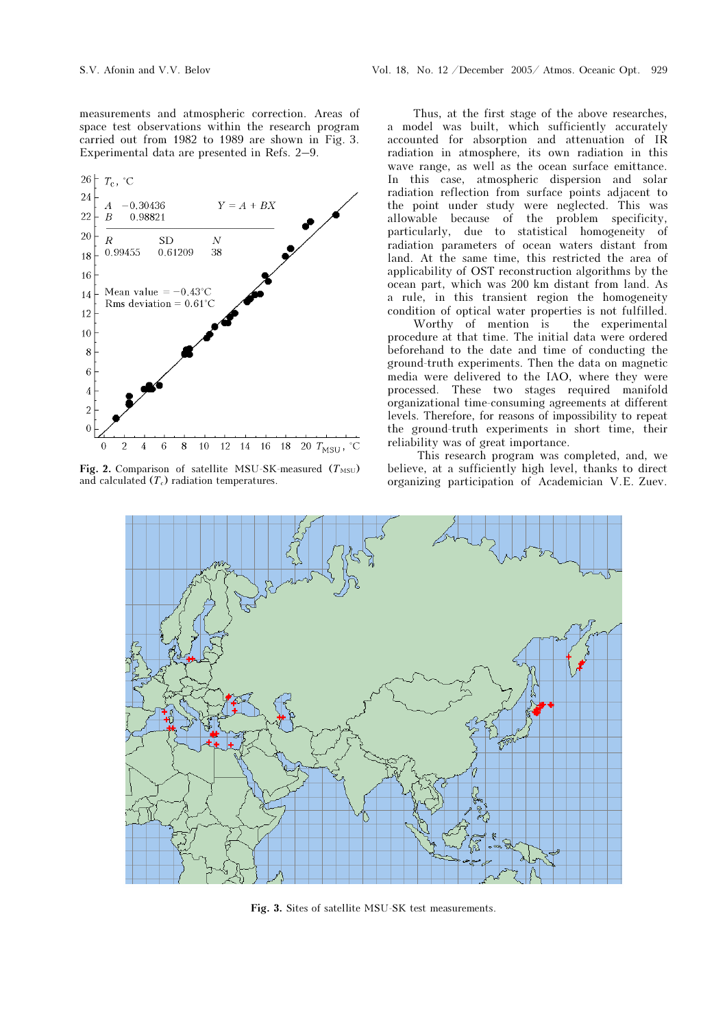measurements and atmospheric correction. Areas of space test observations within the research program carried out from 1982 to 1989 are shown in Fig. 3. Experimental data are presented in Refs. 2–9.

$T_c$, °C

A −0.30436 Y = A + BX
B 0.98821

R SD N
0.99455 0.61209 38

Mean value = −0.43°C
Rms deviation = 0.61°C

$T_{MSU}$, °C

**Fig. 2.** Comparison of satellite MSU-SK-measured ($T_{MSU}$) and calculated ($T_c$) radiation temperatures.

Thus, at the first stage of the above researches, a model was built, which sufficiently accurately accounted for absorption and attenuation of IR radiation in atmosphere, its own radiation in this wave range, as well as the ocean surface emittance. In this case, atmospheric dispersion and solar radiation reflection from surface points adjacent to the point under study were neglected. This was allowable because of the problem specificity, particularly, due to statistical homogeneity of radiation parameters of ocean waters distant from land. At the same time, this restricted the area of applicability of OST reconstruction algorithms by the ocean part, which was 200 km distant from land. As a rule, in this transient region the homogeneity condition of optical water properties is not fulfilled.

Worthy of mention is the experimental procedure at that time. The initial data were ordered beforehand to the date and time of conducting the ground-truth experiments. Then the data on magnetic media were delivered to the IAO, where they were processed. These two stages required manifold organizational time-consuming agreements at different levels. Therefore, for reasons of impossibility to repeat the ground-truth experiments in short time, their reliability was of great importance.

This research program was completed, and, we believe, at a sufficiently high level, thanks to direct organizing participation of Academician V.E. Zuev.

**Fig. 3.** Sites of satellite MSU-SK test measurements.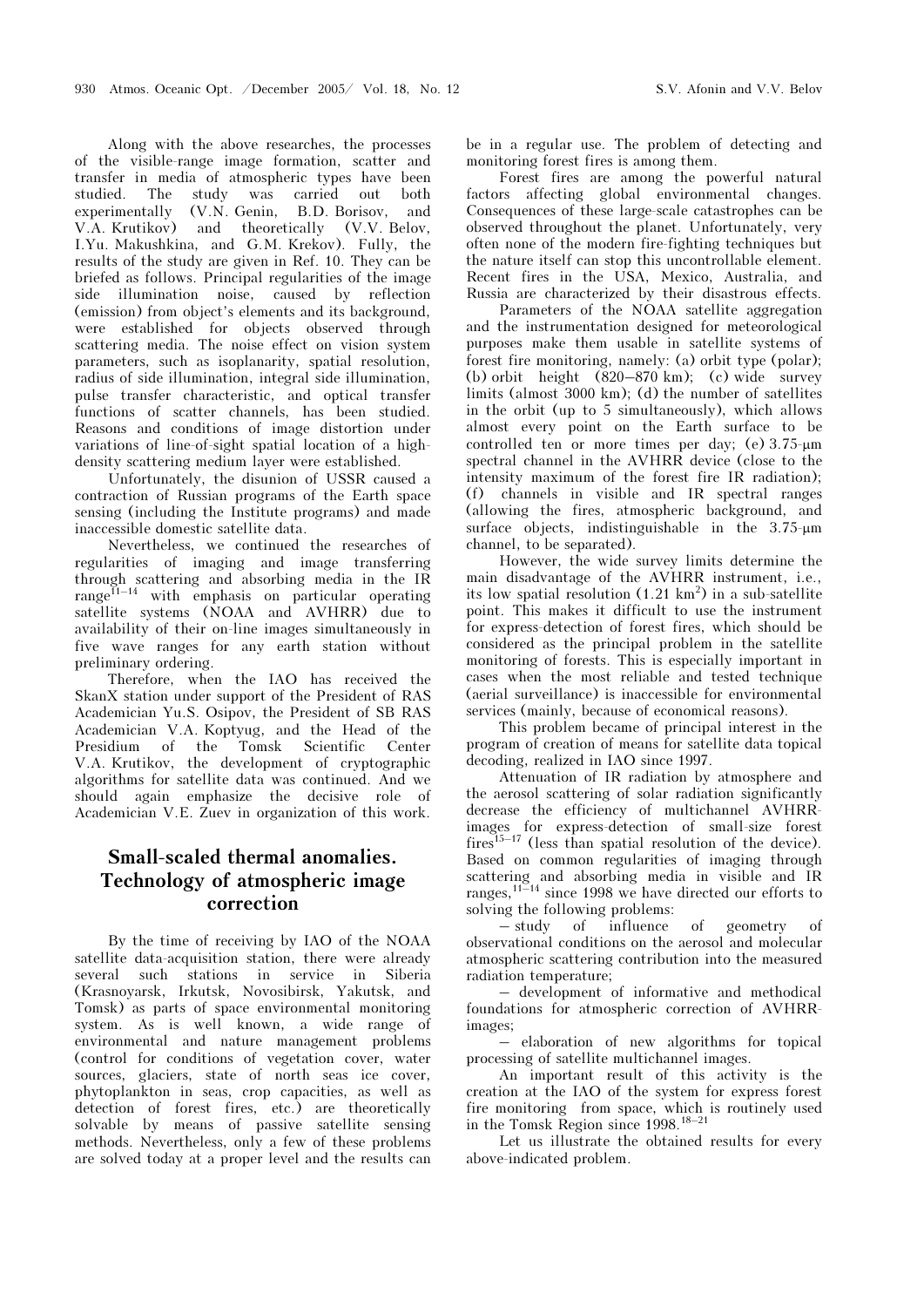Along with the above researches, the processes of the visible-range image formation, scatter and transfer in media of atmospheric types have been studied. The study was carried out both experimentally (V.N. Genin, B.D. Borisov, and V.A. Krutikov) and theoretically (V.V. Belov, I.Yu. Makushkina, and G.M. Krekov). Fully, the results of the study are given in Ref. 10. They can be briefed as follows. Principal regularities of the image side illumination noise, caused by reflection (emission) from object's elements and its background, were established for objects observed through scattering media. The noise effect on vision system parameters, such as isoplanarity, spatial resolution, radius of side illumination, integral side illumination, pulse transfer characteristic, and optical transfer functions of scatter channels, has been studied. Reasons and conditions of image distortion under variations of line-of-sight spatial location of a high-density scattering medium layer were established.

Unfortunately, the disunion of USSR caused a contraction of Russian programs of the Earth space sensing (including the Institute programs) and made inaccessible domestic satellite data.

Nevertheless, we continued the researches of regularities of imaging and image transferring through scattering and absorbing media in the IR range[11–14] with emphasis on particular operating satellite systems (NOAA and AVHRR) due to availability of their on-line images simultaneously in five wave ranges for any earth station without preliminary ordering.

Therefore, when the IAO has received the SkanX station under support of the President of RAS Academician Yu.S. Osipov, the President of SB RAS Academician V.A. Koptyug, and the Head of the Presidium of the Tomsk Scientific Center V.A. Krutikov, the development of cryptographic algorithms for satellite data was continued. And we should again emphasize the decisive role of Academician V.E. Zuev in organization of this work.

## Small-scaled thermal anomalies. Technology of atmospheric image correction

By the time of receiving by IAO of the NOAA satellite data-acquisition station, there were already several such stations in service in Siberia (Krasnoyarsk, Irkutsk, Novosibirsk, Yakutsk, and Tomsk) as parts of space environmental monitoring system. As is well known, a wide range of environmental and nature management problems (control for conditions of vegetation cover, water sources, glaciers, state of north seas ice cover, phytoplankton in seas, crop capacities, as well as detection of forest fires, etc.) are theoretically solvable by means of passive satellite sensing methods. Nevertheless, only a few of these problems are solved today at a proper level and the results can be in a regular use. The problem of detecting and monitoring forest fires is among them.

Forest fires are among the powerful natural factors affecting global environmental changes. Consequences of these large-scale catastrophes can be observed throughout the planet. Unfortunately, very often none of the modern fire-fighting techniques but the nature itself can stop this uncontrollable element. Recent fires in the USA, Mexico, Australia, and Russia are characterized by their disastrous effects.

Parameters of the NOAA satellite aggregation and the instrumentation designed for meteorological purposes make them usable in satellite systems of forest fire monitoring, namely: (a) orbit type (polar); (b) orbit height (820–870 km); (c) wide survey limits (almost 3000 km); (d) the number of satellites in the orbit (up to 5 simultaneously), which allows almost every point on the Earth surface to be controlled ten or more times per day; (e) 3.75-μm spectral channel in the AVHRR device (close to the intensity maximum of the forest fire IR radiation); (f) channels in visible and IR spectral ranges (allowing the fires, atmospheric background, and surface objects, indistinguishable in the 3.75-μm channel, to be separated).

However, the wide survey limits determine the main disadvantage of the AVHRR instrument, i.e., its low spatial resolution (1.21 km$^2$) in a sub-satellite point. This makes it difficult to use the instrument for express-detection of forest fires, which should be considered as the principal problem in the satellite monitoring of forests. This is especially important in cases when the most reliable and tested technique (aerial surveillance) is inaccessible for environmental services (mainly, because of economical reasons).

This problem became of principal interest in the program of creation of means for satellite data topical decoding, realized in IAO since 1997.

Attenuation of IR radiation by atmosphere and the aerosol scattering of solar radiation significantly decrease the efficiency of multichannel AVHRR-images for express-detection of small-size forest fires[15–17] (less than spatial resolution of the device). Based on common regularities of imaging through scattering and absorbing media in visible and IR ranges,[11–14] since 1998 we have directed our efforts to solving the following problems:

– study of influence of geometry of observational conditions on the aerosol and molecular atmospheric scattering contribution into the measured radiation temperature;

– development of informative and methodical foundations for atmospheric correction of AVHRR-images;

– elaboration of new algorithms for topical processing of satellite multichannel images.

An important result of this activity is the creation at the IAO of the system for express forest fire monitoring from space, which is routinely used in the Tomsk Region since 1998.[18–21]

Let us illustrate the obtained results for every above-indicated problem.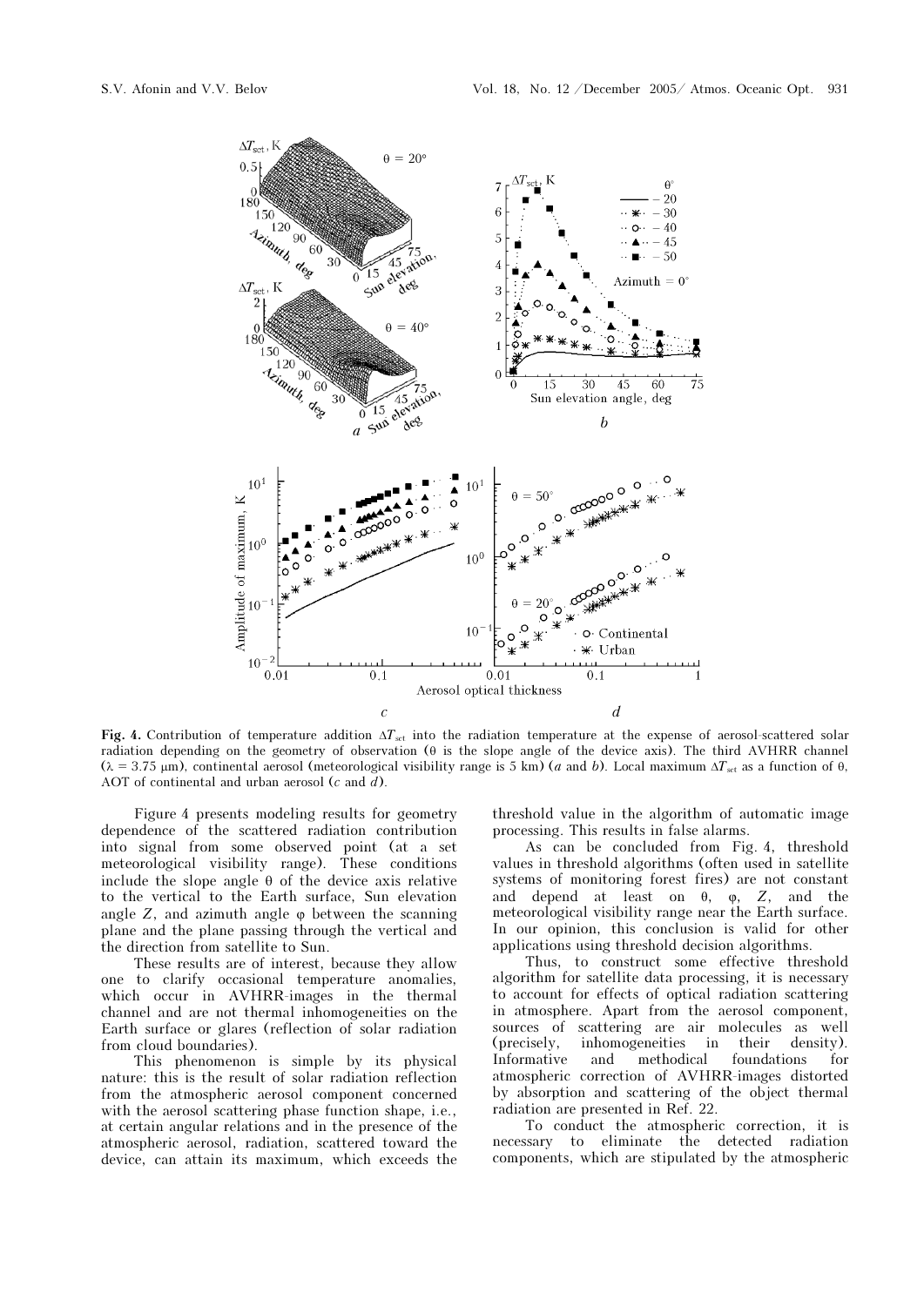$\Delta T_{sct}$, K

0.5

0

$\theta = 20°$

180 150 120 90 60 30 0

Azimuth, deg

15 45 75

Sun elevation, deg

$\Delta T_{sct}$, K

2

0

$\theta = 40°$

180 150 120 90 60 30 0

Azimuth, deg

15 45 75

Sun elevation, deg

*a*

$\Delta T_{sct}$, K

7 6 5 4 3 2 1 0

$\theta°$

– 20

– 30

– 40

– 45

– 50

Azimuth = 0°

0 15 30 45 60 75

Sun elevation angle, deg

*b*

Amplitude of maximum, K

$10^1$ $10^0$ $10^{-1}$ $10^{-2}$

0.01 0.1

*c*

$10^1$ $10^0$ $10^{-1}$

$\theta = 50°$

$\theta = 20°$

Continental

Urban

0.01 0.1 1

Aerosol optical thickness

*d*

**Fig. 4.** Contribution of temperature addition $\Delta T_{sct}$ into the radiation temperature at the expense of aerosol-scattered solar radiation depending on the geometry of observation ($\theta$ is the slope angle of the device axis). The third AVHRR channel ($\lambda$ = 3.75 μm), continental aerosol (meteorological visibility range is 5 km) (*a* and *b*). Local maximum $\Delta T_{sct}$ as a function of $\theta$, AOT of continental and urban aerosol (*c* and *d*).

Figure 4 presents modeling results for geometry dependence of the scattered radiation contribution into signal from some observed point (at a set meteorological visibility range). These conditions include the slope angle $\theta$ of the device axis relative to the vertical to the Earth surface, Sun elevation angle $Z$, and azimuth angle $\varphi$ between the scanning plane and the plane passing through the vertical and the direction from satellite to Sun.

These results are of interest, because they allow one to clarify occasional temperature anomalies, which occur in AVHRR-images in the thermal channel and are not thermal inhomogeneities on the Earth surface or glares (reflection of solar radiation from cloud boundaries).

This phenomenon is simple by its physical nature: this is the result of solar radiation reflection from the atmospheric aerosol component concerned with the aerosol scattering phase function shape, i.e., at certain angular relations and in the presence of the atmospheric aerosol, radiation, scattered toward the device, can attain its maximum, which exceeds the threshold value in the algorithm of automatic image processing. This results in false alarms.

As can be concluded from Fig. 4, threshold values in threshold algorithms (often used in satellite systems of monitoring forest fires) are not constant and depend at least on $\theta$, $\varphi$, $Z$, and the meteorological visibility range near the Earth surface. In our opinion, this conclusion is valid for other applications using threshold decision algorithms.

Thus, to construct some effective threshold algorithm for satellite data processing, it is necessary to account for effects of optical radiation scattering in atmosphere. Apart from the aerosol component, sources of scattering are air molecules as well (precisely, inhomogeneities in their density). Informative and methodical foundations for atmospheric correction of AVHRR-images distorted by absorption and scattering of the object thermal radiation are presented in Ref. 22.

To conduct the atmospheric correction, it is necessary to eliminate the detected radiation components, which are stipulated by the atmospheric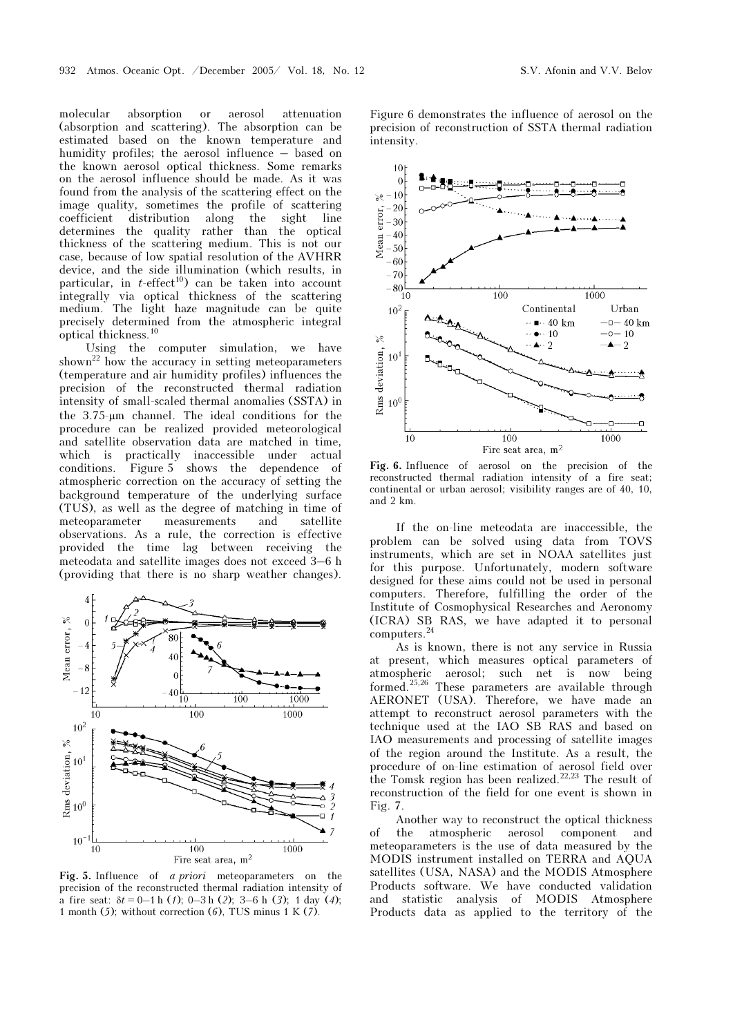molecular absorption or aerosol attenuation (absorption and scattering). The absorption can be estimated based on the known temperature and humidity profiles; the aerosol influence – based on the known aerosol optical thickness. Some remarks on the aerosol influence should be made. As it was found from the analysis of the scattering effect on the image quality, sometimes the profile of scattering coefficient distribution along the sight line determines the quality rather than the optical thickness of the scattering medium. This is not our case, because of low spatial resolution of the AVHRR device, and the side illumination (which results, in particular, in *t*-effect[10]) can be taken into account integrally via optical thickness of the scattering medium. The light haze magnitude can be quite precisely determined from the atmospheric integral optical thickness.[10]

Using the computer simulation, we have shown[22] how the accuracy in setting meteoparameters (temperature and air humidity profiles) influences the precision of the reconstructed thermal radiation intensity of small-scaled thermal anomalies (SSTA) in the 3.75-μm channel. The ideal conditions for the procedure can be realized provided meteorological and satellite observation data are matched in time, which is practically inaccessible under actual conditions. Figure 5 shows the dependence of atmospheric correction on the accuracy of setting the background temperature of the underlying surface (TUS), as well as the degree of matching in time of meteoparameter measurements and satellite observations. As a rule, the correction is effective provided the time lag between receiving the meteodata and satellite images does not exceed 3–6 h (providing that there is no sharp weather changes).

Mean error, %
Rms deviation, %
Fire seat area, m$^2$

**Fig. 5.** Influence of *a priori* meteoparameters on the precision of the reconstructed thermal radiation intensity of a fire seat: $\delta t$ = 0–1 h (*1*); 0–3 h (*2*); 3–6 h (*3*); 1 day (*4*); 1 month (*5*); without correction (*6*), TUS minus 1 K (*7*).

Figure 6 demonstrates the influence of aerosol on the precision of reconstruction of SSTA thermal radiation intensity.

Mean error, %
Rms deviation, %
Continental Urban
40 km
10
2
Fire seat area, m$^2$

**Fig. 6.** Influence of aerosol on the precision of the reconstructed thermal radiation intensity of a fire seat; continental or urban aerosol; visibility ranges are of 40, 10, and 2 km.

If the on-line meteodata are inaccessible, the problem can be solved using data from TOVS instruments, which are set in NOAA satellites just for this purpose. Unfortunately, modern software designed for these aims could not be used in personal computers. Therefore, fulfilling the order of the Institute of Cosmophysical Researches and Aeronomy (ICRA) SB RAS, we have adapted it to personal computers.[24]

As is known, there is not any service in Russia at present, which measures optical parameters of atmospheric aerosol; such net is now being formed.[25,26] These parameters are available through AERONET (USA). Therefore, we have made an attempt to reconstruct aerosol parameters with the technique used at the IAO SB RAS and based on IAO measurements and processing of satellite images of the region around the Institute. As a result, the procedure of on-line estimation of aerosol field over the Tomsk region has been realized.[22,23] The result of reconstruction of the field for one event is shown in Fig. 7.

Another way to reconstruct the optical thickness of the atmospheric aerosol component and meteoparameters is the use of data measured by the MODIS instrument installed on TERRA and AQUA satellites (USA, NASA) and the MODIS Atmosphere Products software. We have conducted validation and statistic analysis of MODIS Atmosphere Products data as applied to the territory of the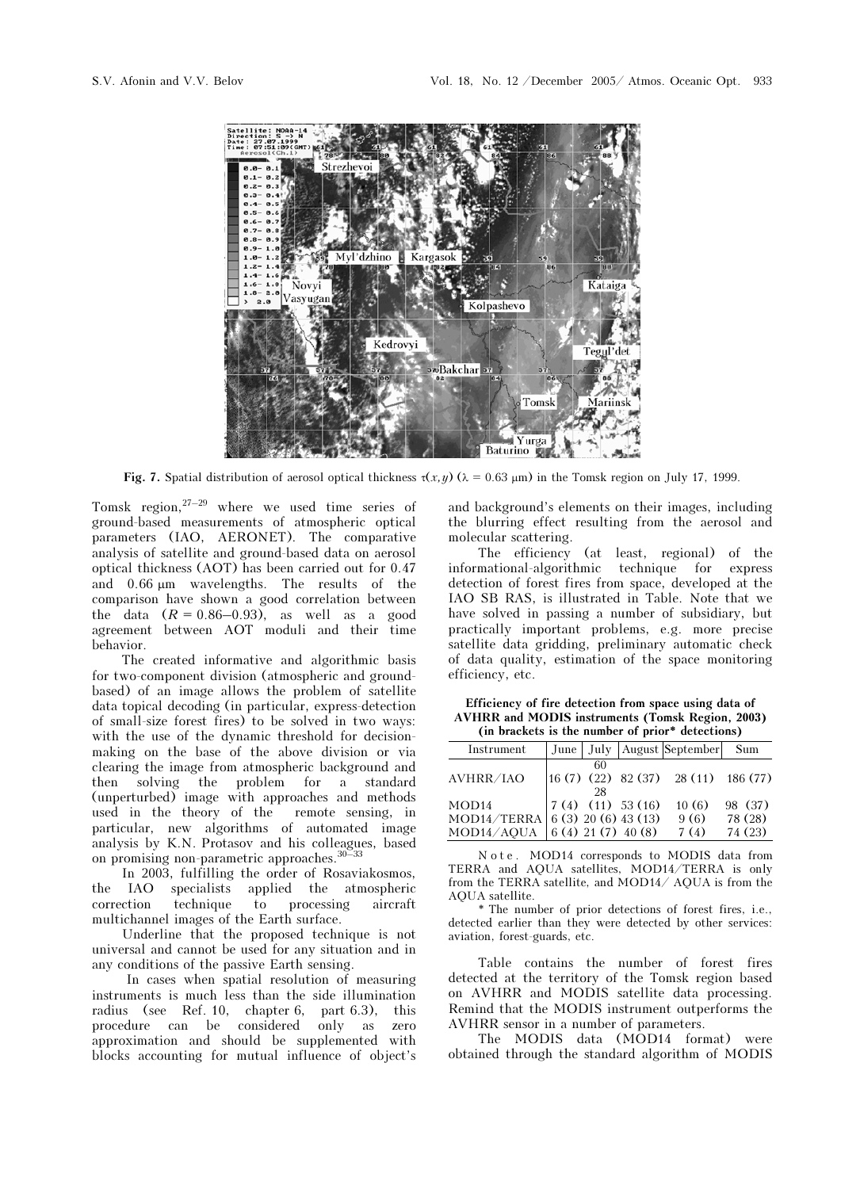**Fig. 7.** Spatial distribution of aerosol optical thickness $\tau(x,y)$ ($\lambda$ = 0.63 μm) in the Tomsk region on July 17, 1999.

Tomsk region,[27–29] where we used time series of ground-based measurements of atmospheric optical parameters (IAO, AERONET). The comparative analysis of satellite and ground-based data on aerosol optical thickness (AOT) has been carried out for 0.47 and 0.66 μm wavelengths. The results of the comparison have shown a good correlation between the data ($R$ = 0.86–0.93), as well as a good agreement between AOT moduli and their time behavior.

The created informative and algorithmic basis for two-component division (atmospheric and ground-based) of an image allows the problem of satellite data topical decoding (in particular, express-detection of small-size forest fires) to be solved in two ways: with the use of the dynamic threshold for decision-making on the base of the above division or via clearing the image from atmospheric background and then solving the problem for a standard (unperturbed) image with approaches and methods used in the theory of the remote sensing, in particular, new algorithms of automated image analysis by K.N. Protasov and his colleagues, based on promising non-parametric approaches.[30–33]

In 2003, fulfilling the order of Rosaviakosmos, the IAO specialists applied the atmospheric correction technique to processing aircraft multichannel images of the Earth surface.

Underline that the proposed technique is not universal and cannot be used for any situation and in any conditions of the passive Earth sensing.

In cases when spatial resolution of measuring instruments is much less than the side illumination radius (see Ref. 10, chapter 6, part 6.3), this procedure can be considered only as zero approximation and should be supplemented with blocks accounting for mutual influence of object's and background's elements on their images, including the blurring effect resulting from the aerosol and molecular scattering.

The efficiency (at least, regional) of the informational-algorithmic technique for express detection of forest fires from space, developed at the IAO SB RAS, is illustrated in Table. Note that we have solved in passing a number of subsidiary, but practically important problems, e.g. more precise satellite data gridding, preliminary automatic check of data quality, estimation of the space monitoring efficiency, etc.

**Efficiency of fire detection from space using data of AVHRR and MODIS instruments (Tomsk Region, 2003) (in brackets is the number of prior* detections)**

| Instrument | June | July | August | September | Sum |
|---|---|---|---|---|---|
| AVHRR/IAO | 16 (7) | 60 (22) | 82 (37) | 28 (11) | 186 (77) |
| MOD14 | 7 (4) | 28 (11) | 53 (16) | 10 (6) | 98 (37) |
| MOD14/TERRA | 6 (3) | 20 (6) | 43 (13) | 9 (6) | 78 (28) |
| MOD14/AQUA | 6 (4) | 21 (7) | 40 (8) | 7 (4) | 74 (23) |

Note. MOD14 corresponds to MODIS data from TERRA and AQUA satellites, MOD14/TERRA is only from the TERRA satellite, and MOD14/ AQUA is from the AQUA satellite.

* The number of prior detections of forest fires, i.e., detected earlier than they were detected by other services: aviation, forest-guards, etc.

Table contains the number of forest fires detected at the territory of the Tomsk region based on AVHRR and MODIS satellite data processing. Remind that the MODIS instrument outperforms the AVHRR sensor in a number of parameters.

The MODIS data (MOD14 format) were obtained through the standard algorithm of MODIS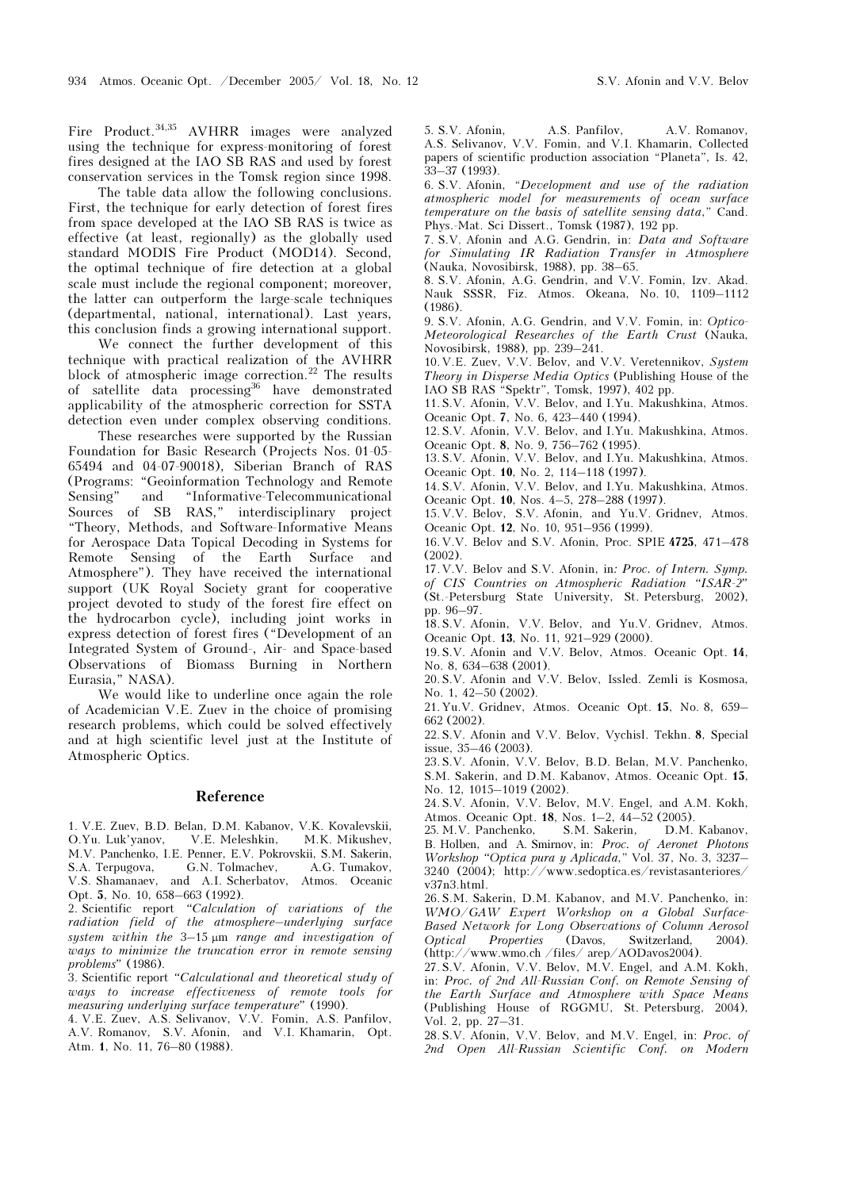Fire Product.[34,35] AVHRR images were analyzed using the technique for express-monitoring of forest fires designed at the IAO SB RAS and used by forest conservation services in the Tomsk region since 1998.

The table data allow the following conclusions. First, the technique for early detection of forest fires from space developed at the IAO SB RAS is twice as effective (at least, regionally) as the globally used standard MODIS Fire Product (MOD14). Second, the optimal technique of fire detection at a global scale must include the regional component; moreover, the latter can outperform the large-scale techniques (departmental, national, international). Last years, this conclusion finds a growing international support.

We connect the further development of this technique with practical realization of the AVHRR block of atmospheric image correction.[22] The results of satellite data processing[36] have demonstrated applicability of the atmospheric correction for SSTA detection even under complex observing conditions.

These researches were supported by the Russian Foundation for Basic Research (Projects Nos. 01-05-65494 and 04-07-90018), Siberian Branch of RAS (Programs: "Geoinformation Technology and Remote Sensing" and "Informative-Telecommunicational Sources of SB RAS," interdisciplinary project "Theory, Methods, and Software-Informative Means for Aerospace Data Topical Decoding in Systems for Remote Sensing of the Earth Surface and Atmosphere"). They have received the international support (UK Royal Society grant for cooperative project devoted to study of the forest fire effect on the hydrocarbon cycle), including joint works in express detection of forest fires ("Development of an Integrated System of Ground-, Air- and Space-based Observations of Biomass Burning in Northern Eurasia," NASA).

We would like to underline once again the role of Academician V.E. Zuev in the choice of promising research problems, which could be solved effectively and at high scientific level just at the Institute of Atmospheric Optics.

## Reference

1. V.E. Zuev, B.D. Belan, D.M. Kabanov, V.K. Kovalevskii, O.Yu. Luk'yanov, V.E. Meleshkin, M.K. Mikushev, M.V. Panchenko, I.E. Penner, E.V. Pokrovskii, S.M. Sakerin, S.A. Terpugova, G.N. Tolmachev, A.G. Tumakov, V.S. Shamanaev, and A.I. Scherbatov, Atmos. Oceanic Opt. **5**, No. 10, 658–663 (1992).
2. Scientific report *"Calculation of variations of the radiation field of the atmosphere–underlying surface system within the 3–15 μm range and investigation of ways to minimize the truncation error in remote sensing problems"* (1986).
3. Scientific report *"Calculational and theoretical study of ways to increase effectiveness of remote tools for measuring underlying surface temperature"* (1990).
4. V.E. Zuev, A.S. Selivanov, V.V. Fomin, A.S. Panfilov, A.V. Romanov, S.V. Afonin, and V.I. Khamarin, Opt. Atm. **1**, No. 11, 76–80 (1988).
5. S.V. Afonin, A.S. Panfilov, A.V. Romanov, A.S. Selivanov, V.V. Fomin, and V.I. Khamarin, Collected papers of scientific production association "Planeta", Is. 42, 33–37 (1993).
6. S.V. Afonin, *"Development and use of the radiation atmospheric model for measurements of ocean surface temperature on the basis of satellite sensing data,"* Cand. Phys.-Mat. Sci Dissert., Tomsk (1987), 192 pp.
7. S.V. Afonin and A.G. Gendrin, in: *Data and Software for Simulating IR Radiation Transfer in Atmosphere* (Nauka, Novosibirsk, 1988), pp. 38–65.
8. S.V. Afonin, A.G. Gendrin, and V.V. Fomin, Izv. Akad. Nauk SSSR, Fiz. Atmos. Okeana, No. 10, 1109–1112 (1986).
9. S.V. Afonin, A.G. Gendrin, and V.V. Fomin, in: *Optico-Meteorological Researches of the Earth Crust* (Nauka, Novosibirsk, 1988), pp. 239–241.
10. V.E. Zuev, V.V. Belov, and V.V. Veretennikov, *System Theory in Disperse Media Optics* (Publishing House of the IAO SB RAS "Spektr", Tomsk, 1997), 402 pp.
11. S.V. Afonin, V.V. Belov, and I.Yu. Makushkina, Atmos. Oceanic Opt. **7**, No. 6, 423–440 (1994).
12. S.V. Afonin, V.V. Belov, and I.Yu. Makushkina, Atmos. Oceanic Opt. **8**, No. 9, 756–762 (1995).
13. S.V. Afonin, V.V. Belov, and I.Yu. Makushkina, Atmos. Oceanic Opt. **10**, No. 2, 114–118 (1997).
14. S.V. Afonin, V.V. Belov, and I.Yu. Makushkina, Atmos. Oceanic Opt. **10**, Nos. 4–5, 278–288 (1997).
15. V.V. Belov, S.V. Afonin, and Yu.V. Gridnev, Atmos. Oceanic Opt. **12**, No. 10, 951–956 (1999).
16. V.V. Belov and S.V. Afonin, Proc. SPIE **4725**, 471–478 (2002).
17. V.V. Belov and S.V. Afonin, in: *Proc. of Intern. Symp. of CIS Countries on Atmospheric Radiation "ISAR-2"* (St.-Petersburg State University, St. Petersburg, 2002), pp. 96–97.
18. S.V. Afonin, V.V. Belov, and Yu.V. Gridnev, Atmos. Oceanic Opt. **13**, No. 11, 921–929 (2000).
19. S.V. Afonin and V.V. Belov, Atmos. Oceanic Opt. **14**, No. 8, 634–638 (2001).
20. S.V. Afonin and V.V. Belov, Issled. Zemli is Kosmosa, No. 1, 42–50 (2002).
21. Yu.V. Gridnev, Atmos. Oceanic Opt. **15**, No. 8, 659–662 (2002).
22. S.V. Afonin and V.V. Belov, Vychisl. Tekhn. **8**, Special issue, 35–46 (2003).
23. S.V. Afonin, V.V. Belov, B.D. Belan, M.V. Panchenko, S.M. Sakerin, and D.M. Kabanov, Atmos. Oceanic Opt. **15**, No. 12, 1015–1019 (2002).
24. S.V. Afonin, V.V. Belov, M.V. Engel, and A.M. Kokh, Atmos. Oceanic Opt. **18**, Nos. 1–2, 44–52 (2005).
25. M.V. Panchenko, S.M. Sakerin, D.M. Kabanov, B. Holben, and A. Smirnov, in: *Proc. of Aeronet Photons Workshop "Optica pura y Aplicada,"* Vol. 37, No. 3, 3237–3240 (2004); http://www.sedoptica.es/revistasanteriores/v37n3.html.
26. S.M. Sakerin, D.M. Kabanov, and M.V. Panchenko, in: *WMO/GAW Expert Workshop on a Global Surface-Based Network for Long Observations of Column Aerosol Optical Properties* (Davos, Switzerland, 2004). (http://www.wmo.ch /files/ arep/AODavos2004).
27. S.V. Afonin, V.V. Belov, M.V. Engel, and A.M. Kokh, in: *Proc. of 2nd All-Russian Conf. on Remote Sensing of the Earth Surface and Atmosphere with Space Means* (Publishing House of RGGMU, St. Petersburg, 2004), Vol. 2, pp. 27–31.
28. S.V. Afonin, V.V. Belov, and M.V. Engel, in: *Proc. of 2nd Open All-Russian Scientific Conf. on Modern*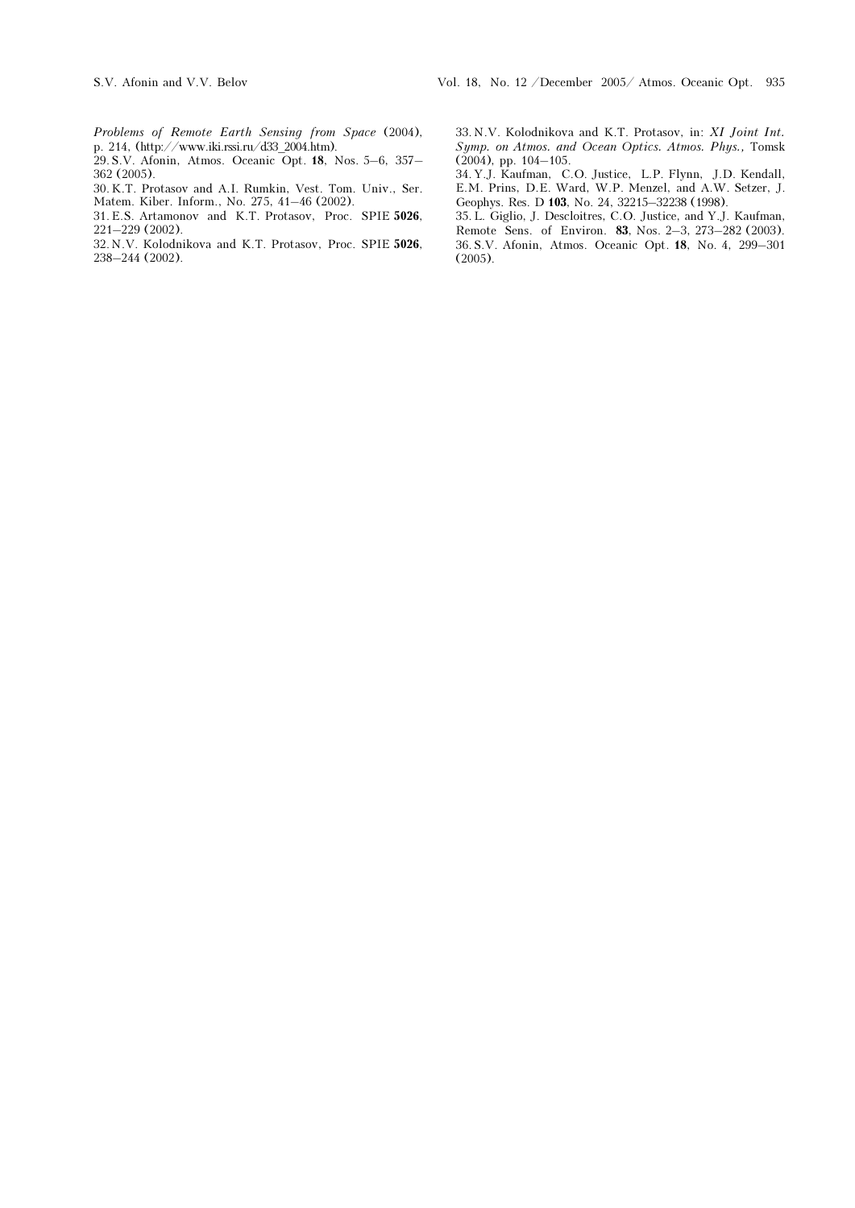*Problems of Remote Earth Sensing from Space* (2004), p. 214, (http://www.iki.rssi.ru/d33_2004.htm).

29. S.V. Afonin, Atmos. Oceanic Opt. **18**, Nos. 5–6, 357–362 (2005).

30. K.T. Protasov and A.I. Rumkin, Vest. Tom. Univ., Ser. Matem. Kiber. Inform., No. 275, 41–46 (2002).

31. E.S. Artamonov and K.T. Protasov, Proc. SPIE **5026**, 221–229 (2002).

32. N.V. Kolodnikova and K.T. Protasov, Proc. SPIE **5026**, 238–244 (2002).

33. N.V. Kolodnikova and K.T. Protasov, in: *XI Joint Int. Symp. on Atmos. and Ocean Optics. Atmos. Phys.,* Tomsk (2004), pp. 104–105.

34. Y.J. Kaufman, C.O. Justice, L.P. Flynn, J.D. Kendall, E.M. Prins, D.E. Ward, W.P. Menzel, and A.W. Setzer, J. Geophys. Res. D **103**, No. 24, 32215–32238 (1998).

35. L. Giglio, J. Descloitres, C.O. Justice, and Y.J. Kaufman, Remote Sens. of Environ. **83**, Nos. 2–3, 273–282 (2003).

36. S.V. Afonin, Atmos. Oceanic Opt. **18**, No. 4, 299–301 (2005).